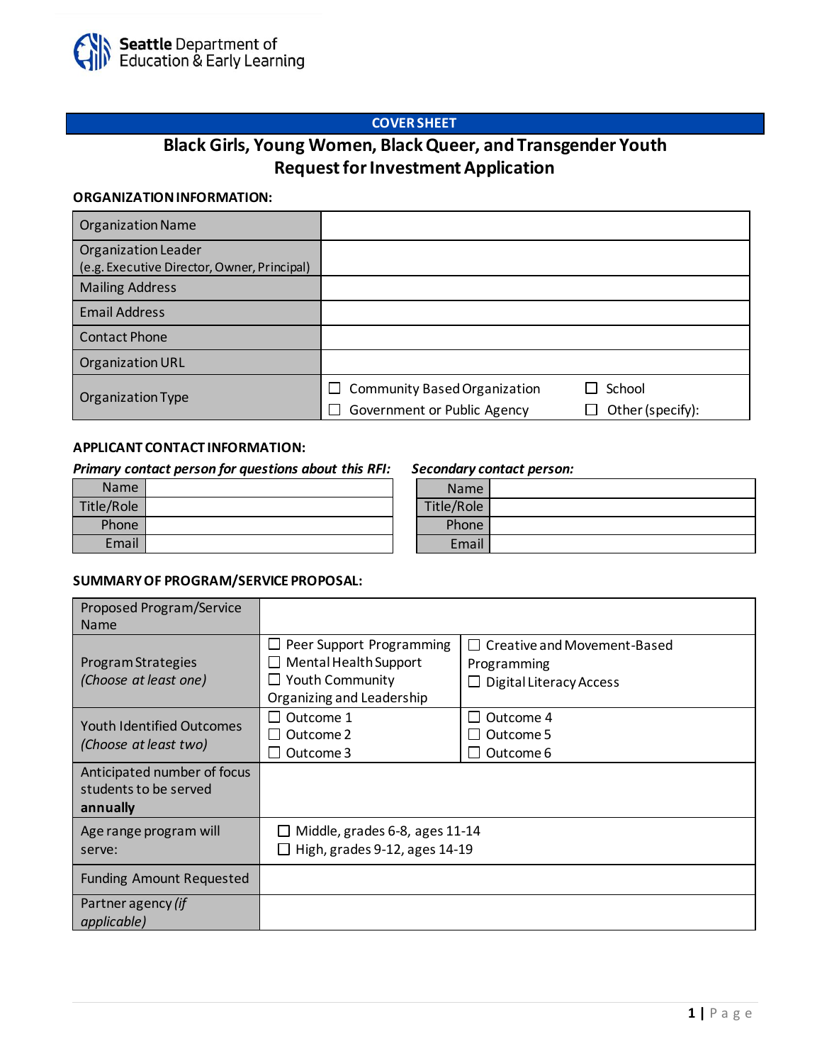Seattle Department of Education & Early Learning

## COVER SHEET

# Black Girls, Young Women, Black Queer, and Transgender Youth Request for Investment Application

**ORGANIZATION INFORMATION:**

| Organization Name | | |
|---|---|---|
| Organization Leader (e.g. Executive Director, Owner, Principal) | | |
| Mailing Address | | |
| Email Address | | |
| Contact Phone | | |
| Organization URL | | |
| Organization Type | ☐ Community Based Organization<br>☐ Government or Public Agency | ☐ School<br>☐ Other (specify): |

**APPLICANT CONTACT INFORMATION:**

***Primary contact person for questions about this RFI:***

| Name | |
|---|---|
| Title/Role | |
| Phone | |
| Email | |

***Secondary contact person:***

| Name | |
|---|---|
| Title/Role | |
| Phone | |
| Email | |

**SUMMARY OF PROGRAM/SERVICE PROPOSAL:**

| Proposed Program/Service Name | | |
|---|---|---|
| Program Strategies *(Choose at least one)* | ☐ Peer Support Programming<br>☐ Mental Health Support<br>☐ Youth Community Organizing and Leadership | ☐ Creative and Movement-Based Programming<br>☐ Digital Literacy Access |
| Youth Identified Outcomes *(Choose at least two)* | ☐ Outcome 1<br>☐ Outcome 2<br>☐ Outcome 3 | ☐ Outcome 4<br>☐ Outcome 5<br>☐ Outcome 6 |
| Anticipated number of focus students to be served **annually** | | |
| Age range program will serve: | ☐ Middle, grades 6-8, ages 11-14<br>☐ High, grades 9-12, ages 14-19 | |
| Funding Amount Requested | | |
| Partner agency *(if applicable)* | | |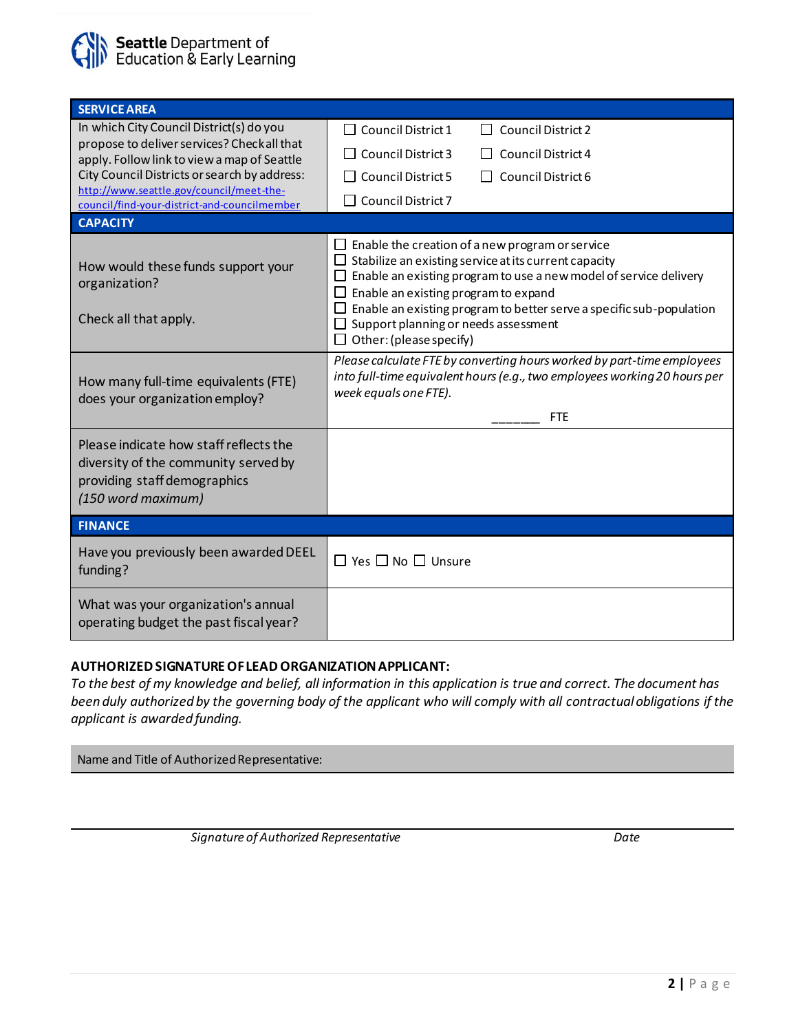| SERVICE AREA | |
|---|---|
| In which City Council District(s) do you propose to deliver services? Check all that apply. Follow link to view a map of Seattle City Council Districts or search by address: [http://www.seattle.gov/council/meet-the-council/find-your-district-and-councilmember](http://www.seattle.gov/council/meet-the-council/find-your-district-and-councilmember) | ☐ Council District 1 ☐ Council District 2<br>☐ Council District 3 ☐ Council District 4<br>☐ Council District 5 ☐ Council District 6<br>☐ Council District 7 |
| **CAPACITY** | |
| How would these funds support your organization?<br><br>Check all that apply. | ☐ Enable the creation of a new program or service<br>☐ Stabilize an existing service at its current capacity<br>☐ Enable an existing program to use a new model of service delivery<br>☐ Enable an existing program to expand<br>☐ Enable an existing program to better serve a specific sub-population<br>☐ Support planning or needs assessment<br>☐ Other: (please specify) |
| How many full-time equivalents (FTE) does your organization employ? | *Please calculate FTE by converting hours worked by part-time employees into full-time equivalent hours (e.g., two employees working 20 hours per week equals one FTE).*<br><br>_______ FTE |
| Please indicate how staff reflects the diversity of the community served by providing staff demographics<br>*(150 word maximum)* | |
| **FINANCE** | |
| Have you previously been awarded DEEL funding? | ☐ Yes ☐ No ☐ Unsure |
| What was your organization's annual operating budget the past fiscal year? | |

**AUTHORIZED SIGNATURE OF LEAD ORGANIZATION APPLICANT:**

*To the best of my knowledge and belief, all information in this application is true and correct. The document has been duly authorized by the governing body of the applicant who will comply with all contractual obligations if the applicant is awarded funding.*

Name and Title of Authorized Representative:

_______________________________________________

*Signature of Authorized Representative* *Date*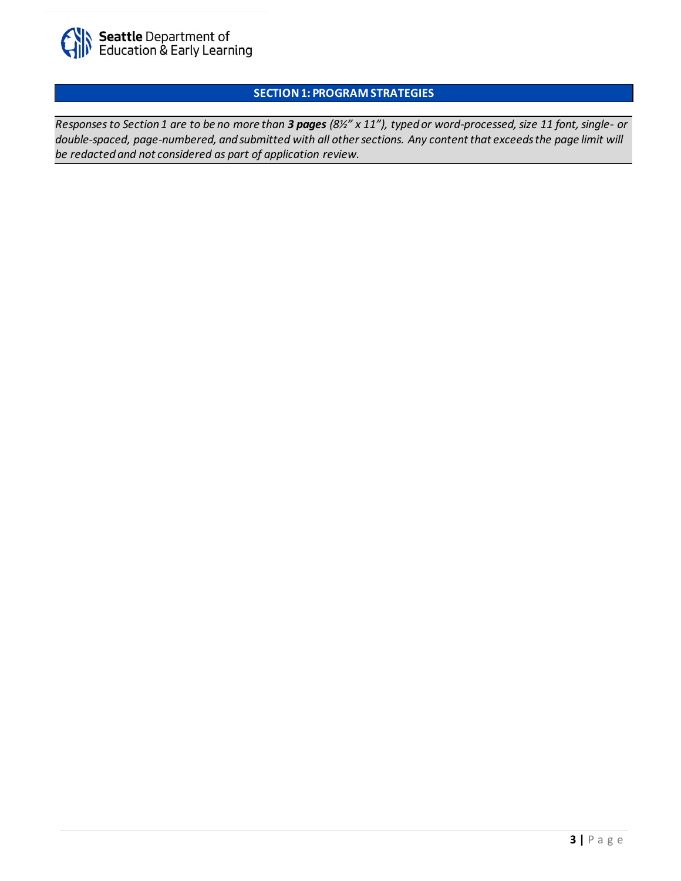## SECTION 1: PROGRAM STRATEGIES

*Responses to Section 1 are to be no more than **3 pages** (8½" x 11"), typed or word-processed, size 11 font, single- or double-spaced, page-numbered, and submitted with all other sections. Any content that exceeds the page limit will be redacted and not considered as part of application review.*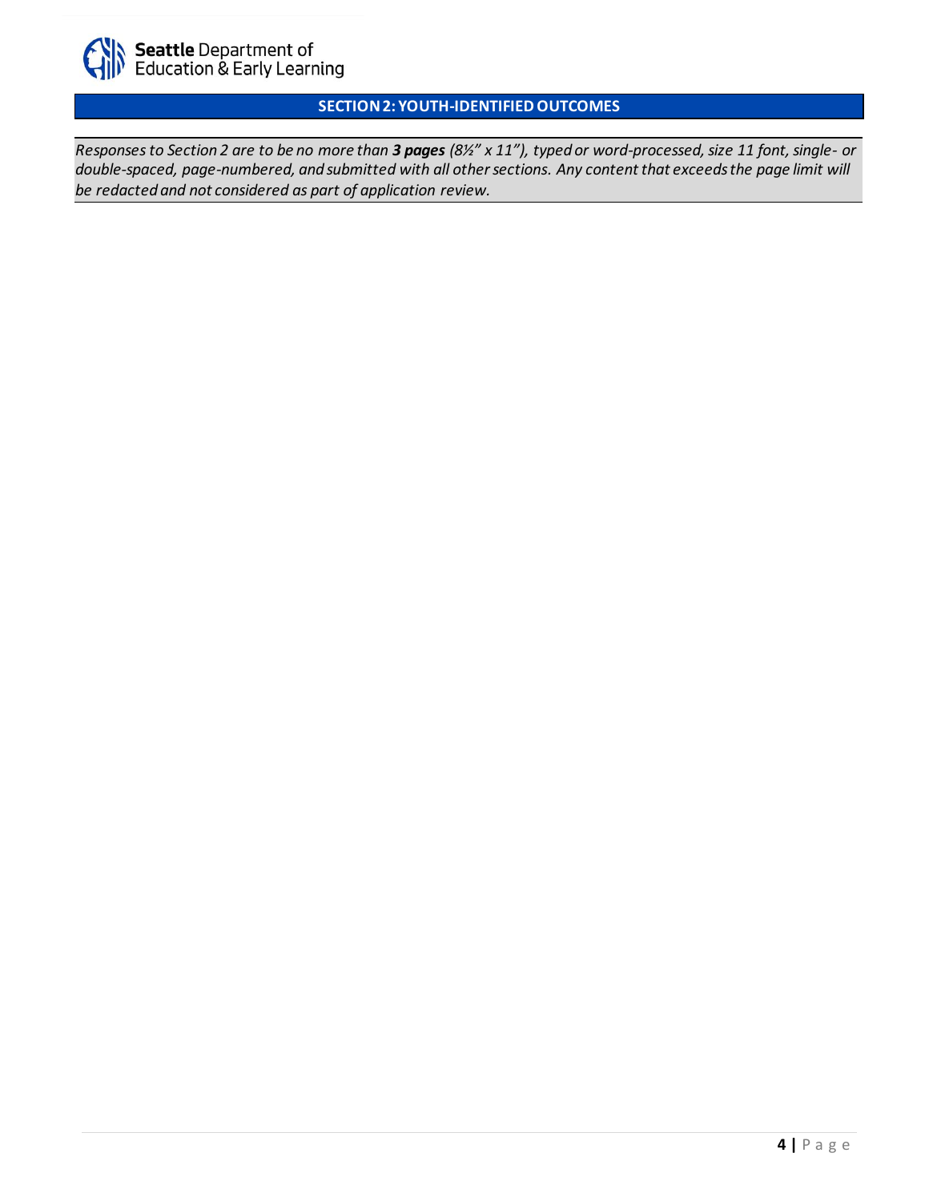## SECTION 2: YOUTH-IDENTIFIED OUTCOMES

*Responses to Section 2 are to be no more than **3 pages** (8½" x 11"), typed or word-processed, size 11 font, single- or double-spaced, page-numbered, and submitted with all other sections. Any content that exceeds the page limit will be redacted and not considered as part of application review.*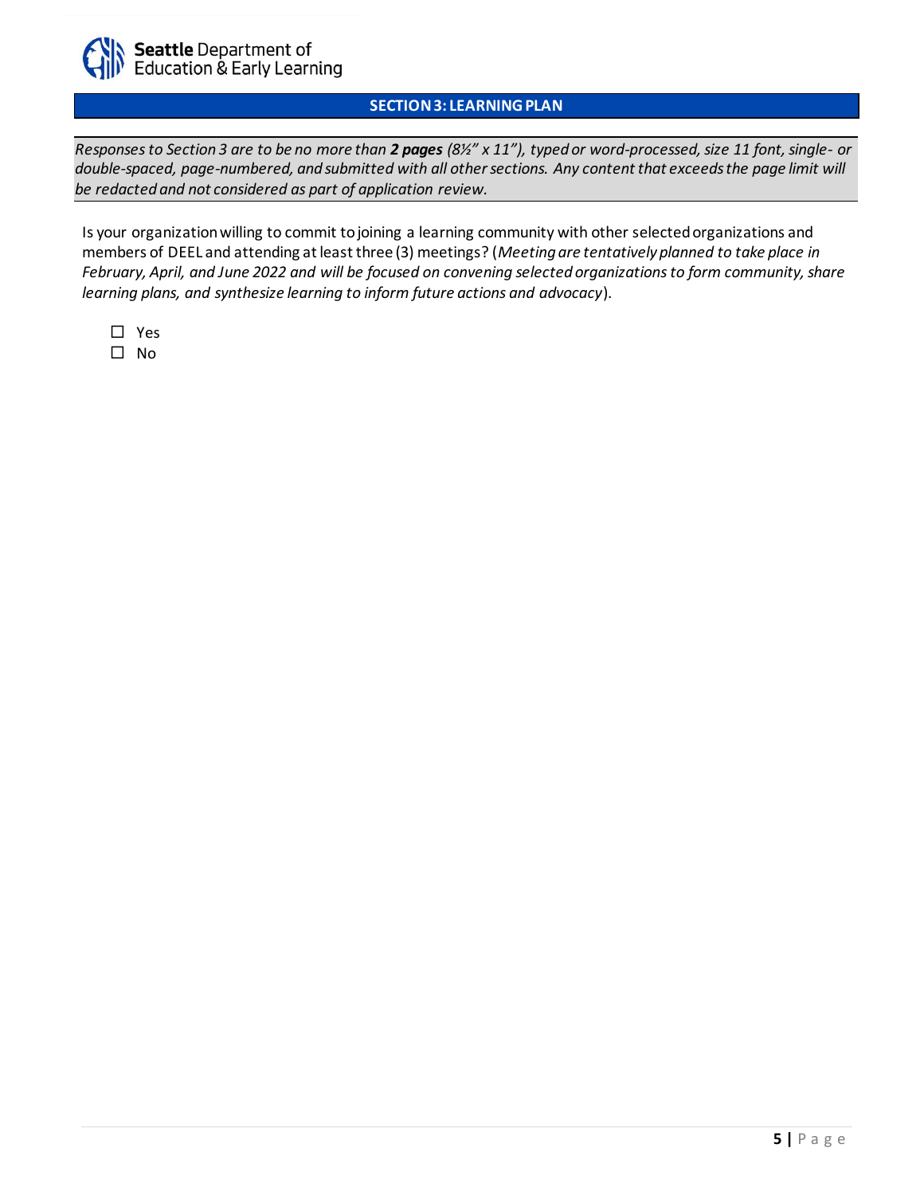## SECTION 3: LEARNING PLAN

*Responses to Section 3 are to be no more than **2 pages** (8½" x 11"), typed or word-processed, size 11 font, single- or double-spaced, page-numbered, and submitted with all other sections. Any content that exceeds the page limit will be redacted and not considered as part of application review.*

Is your organization willing to commit to joining a learning community with other selected organizations and members of DEEL and attending at least three (3) meetings? (*Meeting are tentatively planned to take place in February, April, and June 2022 and will be focused on convening selected organizations to form community, share learning plans, and synthesize learning to inform future actions and advocacy*).

- ☐ Yes
- ☐ No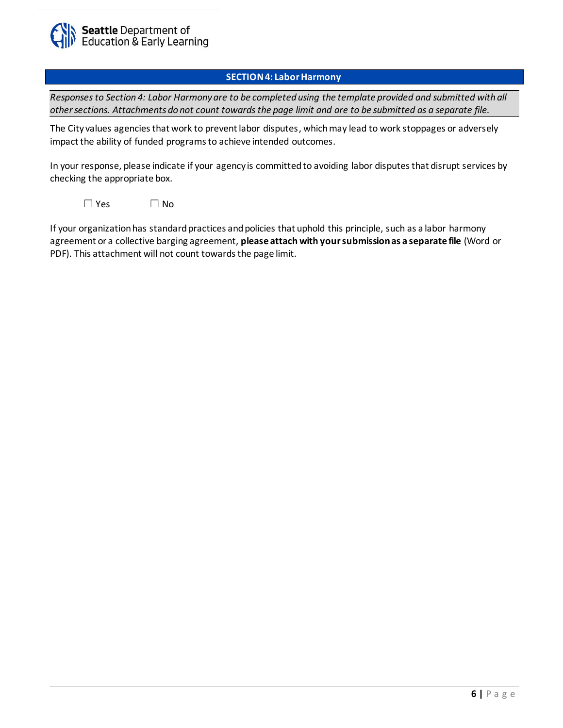## SECTION 4: Labor Harmony

*Responses to Section 4: Labor Harmony are to be completed using the template provided and submitted with all other sections. Attachments do not count towards the page limit and are to be submitted as a separate file.*

The City values agencies that work to prevent labor disputes, which may lead to work stoppages or adversely impact the ability of funded programs to achieve intended outcomes.

In your response, please indicate if your agency is committed to avoiding labor disputes that disrupt services by checking the appropriate box.

☐ Yes ☐ No

If your organization has standard practices and policies that uphold this principle, such as a labor harmony agreement or a collective barging agreement, **please attach with your submission as a separate file** (Word or PDF). This attachment will not count towards the page limit.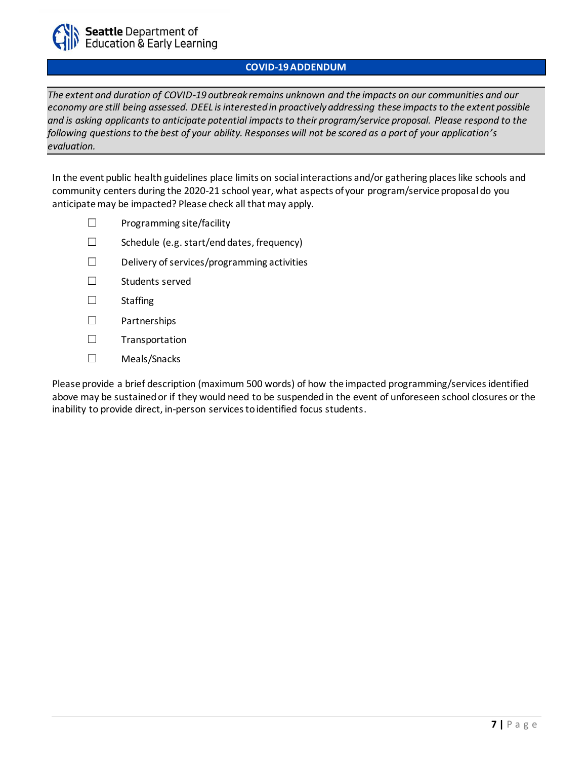## COVID-19 ADDENDUM

*The extent and duration of COVID-19 outbreak remains unknown and the impacts on our communities and our economy are still being assessed. DEEL is interested in proactively addressing these impacts to the extent possible and is asking applicants to anticipate potential impacts to their program/service proposal. Please respond to the following questions to the best of your ability. Responses will not be scored as a part of your application's evaluation.*

In the event public health guidelines place limits on social interactions and/or gathering places like schools and community centers during the 2020-21 school year, what aspects of your program/service proposal do you anticipate may be impacted? Please check all that may apply.

- ☐ Programming site/facility
- ☐ Schedule (e.g. start/end dates, frequency)
- ☐ Delivery of services/programming activities
- ☐ Students served
- ☐ Staffing
- ☐ Partnerships
- ☐ Transportation
- ☐ Meals/Snacks

Please provide a brief description (maximum 500 words) of how the impacted programming/services identified above may be sustained or if they would need to be suspended in the event of unforeseen school closures or the inability to provide direct, in-person services to identified focus students.